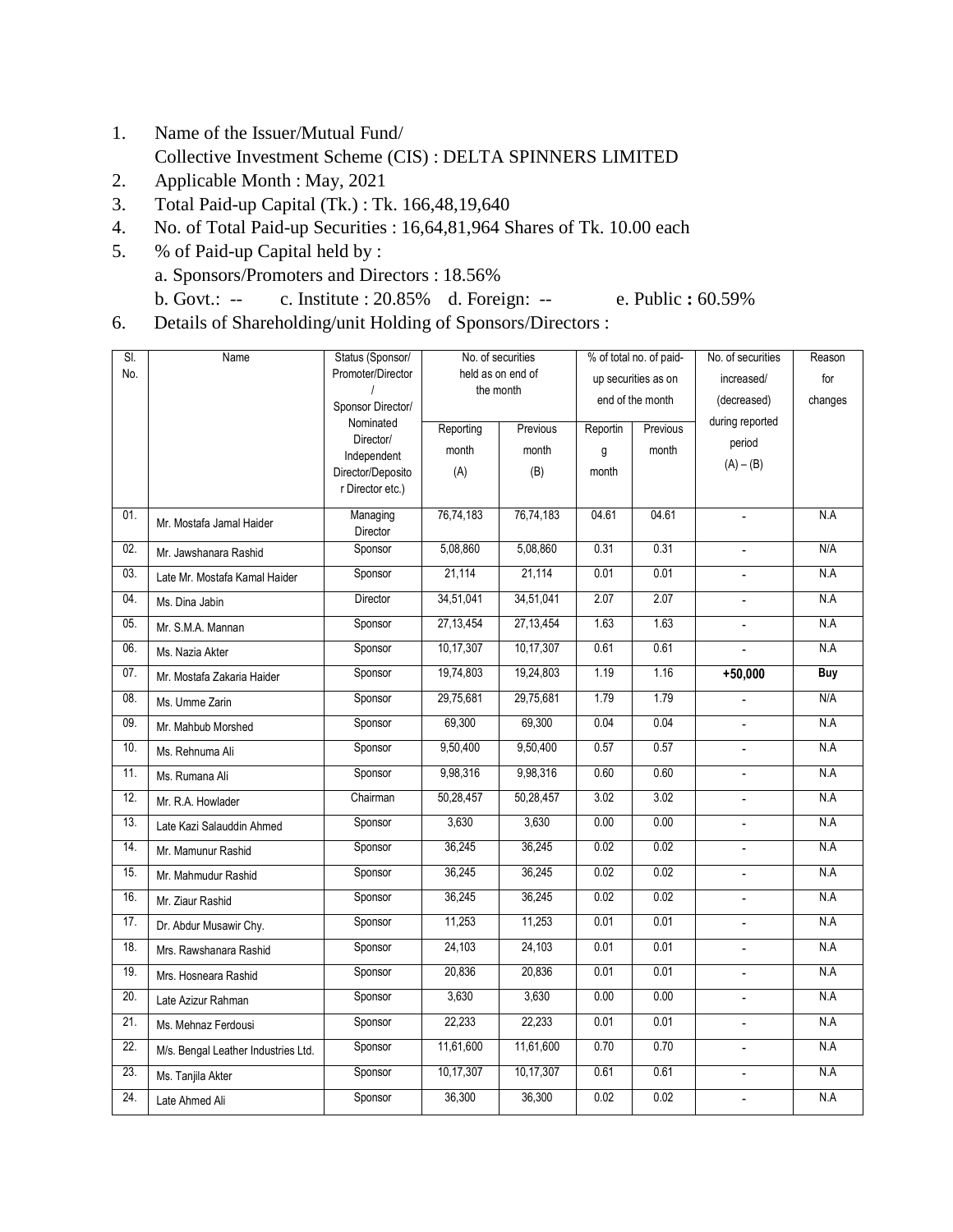1. Name of the Issuer/Mutual Fund/
   Collective Investment Scheme (CIS) : DELTA SPINNERS LIMITED
2. Applicable Month : May, 2021
3. Total Paid-up Capital (Tk.) : Tk. 166,48,19,640
4. No. of Total Paid-up Securities : 16,64,81,964 Shares of Tk. 10.00 each
5. % of Paid-up Capital held by :
   a. Sponsors/Promoters and Directors : 18.56%
   b. Govt.: -- c. Institute : 20.85% d. Foreign: -- e. Public **:** 60.59%
6. Details of Shareholding/unit Holding of Sponsors/Directors :

| Sl. No. | Name | Status (Sponsor/ Promoter/Director / Sponsor Director/ Nominated Director/ Independent Director/Depositor Director etc.) | No. of securities held as on end of the month | | % of total no. of paid-up securities as on end of the month | | No. of securities increased/ (decreased) during reported period (A) – (B) | Reason for changes |
|---|---|---|---|---|---|---|---|---|
| | | | Reporting month (A) | Previous month (B) | Reporting month | Previous month | | |
| 01. | Mr. Mostafa Jamal Haider | Managing Director | 76,74,183 | 76,74,183 | 04.61 | 04.61 | - | N.A |
| 02. | Mr. Jawshanara Rashid | Sponsor | 5,08,860 | 5,08,860 | 0.31 | 0.31 | - | N/A |
| 03. | Late Mr. Mostafa Kamal Haider | Sponsor | 21,114 | 21,114 | 0.01 | 0.01 | - | N.A |
| 04. | Ms. Dina Jabin | Director | 34,51,041 | 34,51,041 | 2.07 | 2.07 | - | N.A |
| 05. | Mr. S.M.A. Mannan | Sponsor | 27,13,454 | 27,13,454 | 1.63 | 1.63 | - | N.A |
| 06. | Ms. Nazia Akter | Sponsor | 10,17,307 | 10,17,307 | 0.61 | 0.61 | - | N.A |
| 07. | Mr. Mostafa Zakaria Haider | Sponsor | 19,74,803 | 19,24,803 | 1.19 | 1.16 | **+50,000** | **Buy** |
| 08. | Ms. Umme Zarin | Sponsor | 29,75,681 | 29,75,681 | 1.79 | 1.79 | - | N/A |
| 09. | Mr. Mahbub Morshed | Sponsor | 69,300 | 69,300 | 0.04 | 0.04 | - | N.A |
| 10. | Ms. Rehnuma Ali | Sponsor | 9,50,400 | 9,50,400 | 0.57 | 0.57 | - | N.A |
| 11. | Ms. Rumana Ali | Sponsor | 9,98,316 | 9,98,316 | 0.60 | 0.60 | - | N.A |
| 12. | Mr. R.A. Howlader | Chairman | 50,28,457 | 50,28,457 | 3.02 | 3.02 | - | N.A |
| 13. | Late Kazi Salauddin Ahmed | Sponsor | 3,630 | 3,630 | 0.00 | 0.00 | - | N.A |
| 14. | Mr. Mamunur Rashid | Sponsor | 36,245 | 36,245 | 0.02 | 0.02 | - | N.A |
| 15. | Mr. Mahmudur Rashid | Sponsor | 36,245 | 36,245 | 0.02 | 0.02 | - | N.A |
| 16. | Mr. Ziaur Rashid | Sponsor | 36,245 | 36,245 | 0.02 | 0.02 | - | N.A |
| 17. | Dr. Abdur Musawir Chy. | Sponsor | 11,253 | 11,253 | 0.01 | 0.01 | - | N.A |
| 18. | Mrs. Rawshanara Rashid | Sponsor | 24,103 | 24,103 | 0.01 | 0.01 | - | N.A |
| 19. | Mrs. Hosneara Rashid | Sponsor | 20,836 | 20,836 | 0.01 | 0.01 | - | N.A |
| 20. | Late Azizur Rahman | Sponsor | 3,630 | 3,630 | 0.00 | 0.00 | - | N.A |
| 21. | Ms. Mehnaz Ferdousi | Sponsor | 22,233 | 22,233 | 0.01 | 0.01 | - | N.A |
| 22. | M/s. Bengal Leather Industries Ltd. | Sponsor | 11,61,600 | 11,61,600 | 0.70 | 0.70 | - | N.A |
| 23. | Ms. Tanjila Akter | Sponsor | 10,17,307 | 10,17,307 | 0.61 | 0.61 | - | N.A |
| 24. | Late Ahmed Ali | Sponsor | 36,300 | 36,300 | 0.02 | 0.02 | - | N.A |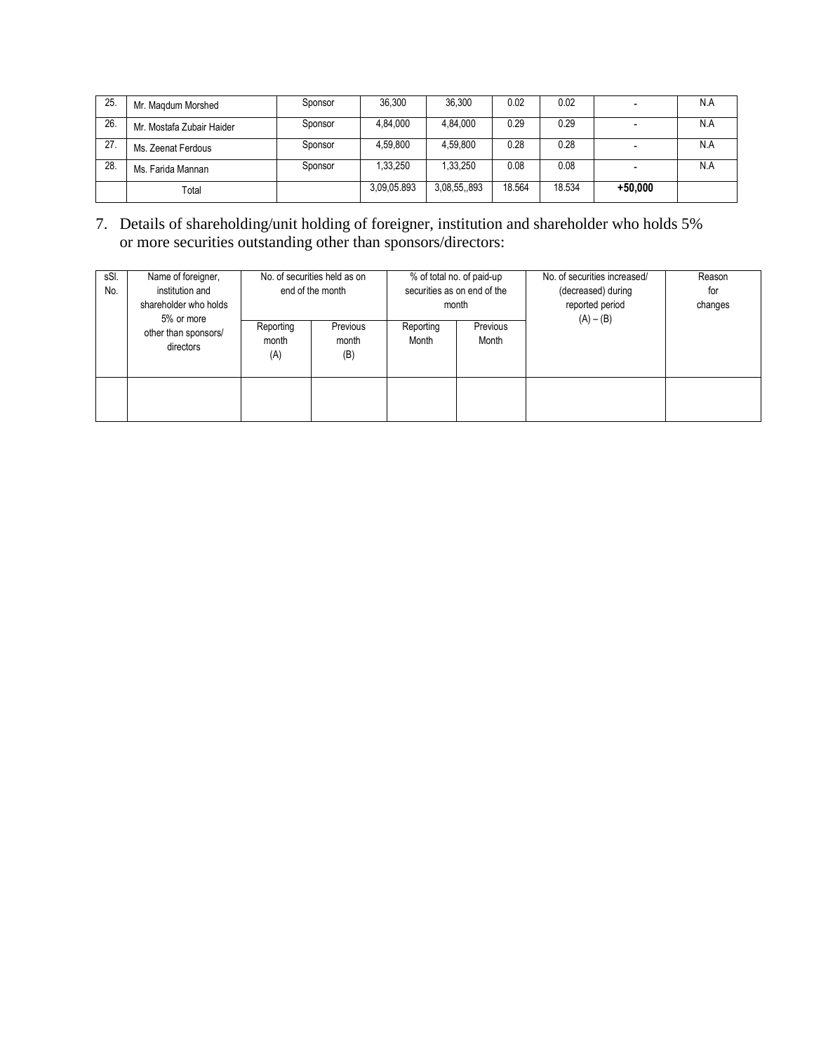| | | | | | | | | |
|---|---|---|---|---|---|---|---|---|
| 25. | Mr. Maqdum Morshed | Sponsor | 36,300 | 36,300 | 0.02 | 0.02 | - | N.A |
| 26. | Mr. Mostafa Zubair Haider | Sponsor | 4,84,000 | 4,84,000 | 0.29 | 0.29 | - | N.A |
| 27. | Ms. Zeenat Ferdous | Sponsor | 4,59,800 | 4,59,800 | 0.28 | 0.28 | - | N.A |
| 28. | Ms. Farida Mannan | Sponsor | 1,33,250 | 1,33,250 | 0.08 | 0.08 | - | N.A |
| | Total | | 3,09,05.893 | 3,08,55,,893 | 18.564 | 18.534 | **+50,000** | |

7. Details of shareholding/unit holding of foreigner, institution and shareholder who holds 5% or more securities outstanding other than sponsors/directors:

| sSl. No. | Name of foreigner, institution and shareholder who holds 5% or more other than sponsors/ directors | No. of securities held as on end of the month | | % of total no. of paid-up securities as on end of the month | | No. of securities increased/ (decreased) during reported period (A) – (B) | Reason for changes |
|---|---|---|---|---|---|---|---|
| | | Reporting month (A) | Previous month (B) | Reporting Month | Previous Month | | |
| | | | | | | | |